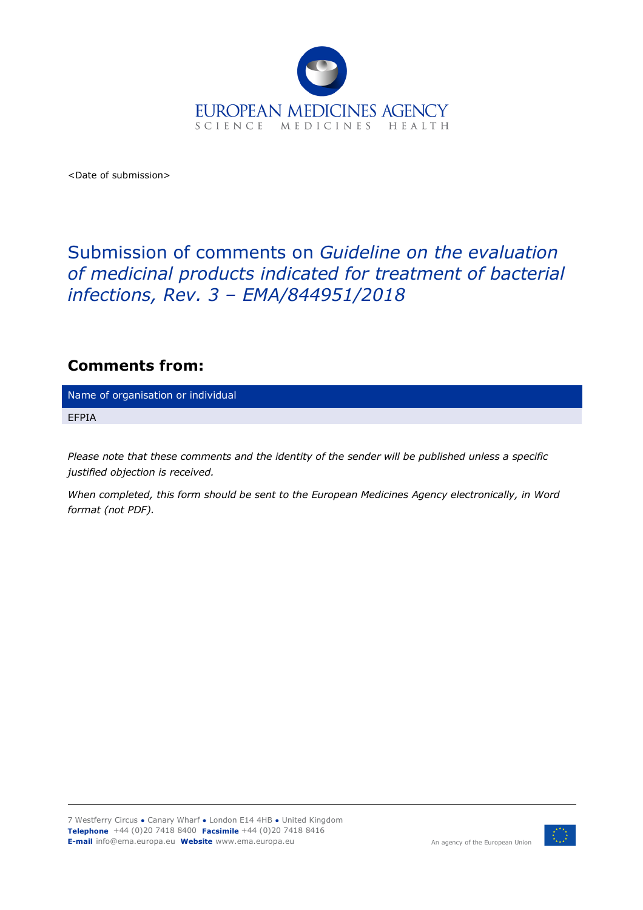<Date of submission>

# Submission of comments on *Guideline on the evaluation of medicinal products indicated for treatment of bacterial infections, Rev. 3 – EMA/844951/2018*

## Comments from:

| Name of organisation or individual |
| --- |
| EFPIA |

*Please note that these comments and the identity of the sender will be published unless a specific justified objection is received.*

*When completed, this form should be sent to the European Medicines Agency electronically, in Word format (not PDF).*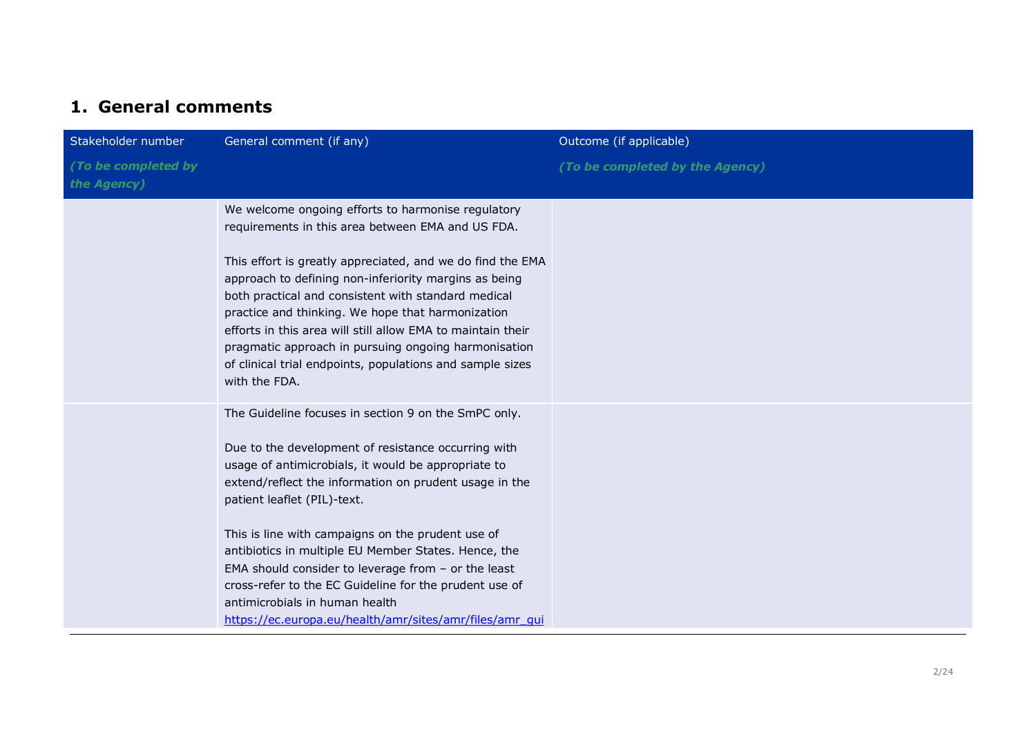## 1. General comments

| Stakeholder number *(To be completed by the Agency)* | General comment (if any) | Outcome (if applicable) *(To be completed by the Agency)* |
|---|---|---|
| | We welcome ongoing efforts to harmonise regulatory requirements in this area between EMA and US FDA.<br><br>This effort is greatly appreciated, and we do find the EMA approach to defining non-inferiority margins as being both practical and consistent with standard medical practice and thinking. We hope that harmonization efforts in this area will still allow EMA to maintain their pragmatic approach in pursuing ongoing harmonisation of clinical trial endpoints, populations and sample sizes with the FDA. | |
| | The Guideline focuses in section 9 on the SmPC only.<br><br>Due to the development of resistance occurring with usage of antimicrobials, it would be appropriate to extend/reflect the information on prudent usage in the patient leaflet (PIL)-text.<br><br>This is line with campaigns on the prudent use of antibiotics in multiple EU Member States. Hence, the EMA should consider to leverage from – or the least cross-refer to the EC Guideline for the prudent use of antimicrobials in human health https://ec.europa.eu/health/amr/sites/amr/files/amr_gui | |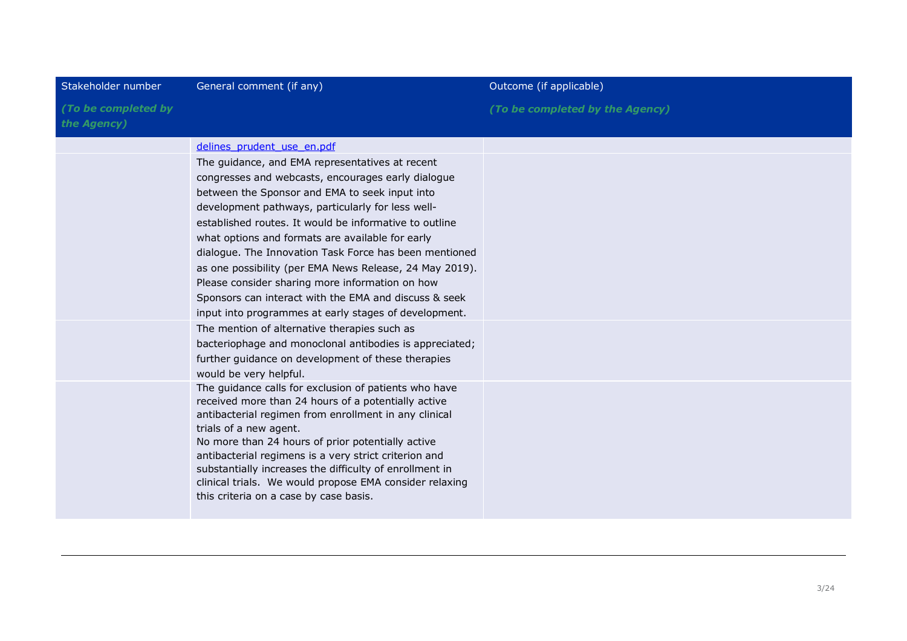| Stakeholder number<br>*(To be completed by the Agency)* | General comment (if any) | Outcome (if applicable)<br>*(To be completed by the Agency)* |
| --- | --- | --- |
| | delines_prudent_use_en.pdf | |
| | The guidance, and EMA representatives at recent congresses and webcasts, encourages early dialogue between the Sponsor and EMA to seek input into development pathways, particularly for less well-established routes. It would be informative to outline what options and formats are available for early dialogue. The Innovation Task Force has been mentioned as one possibility (per EMA News Release, 24 May 2019). Please consider sharing more information on how Sponsors can interact with the EMA and discuss & seek input into programmes at early stages of development. | |
| | The mention of alternative therapies such as bacteriophage and monoclonal antibodies is appreciated; further guidance on development of these therapies would be very helpful. | |
| | The guidance calls for exclusion of patients who have received more than 24 hours of a potentially active antibacterial regimen from enrollment in any clinical trials of a new agent.<br>No more than 24 hours of prior potentially active antibacterial regimens is a very strict criterion and substantially increases the difficulty of enrollment in clinical trials. We would propose EMA consider relaxing this criteria on a case by case basis. | |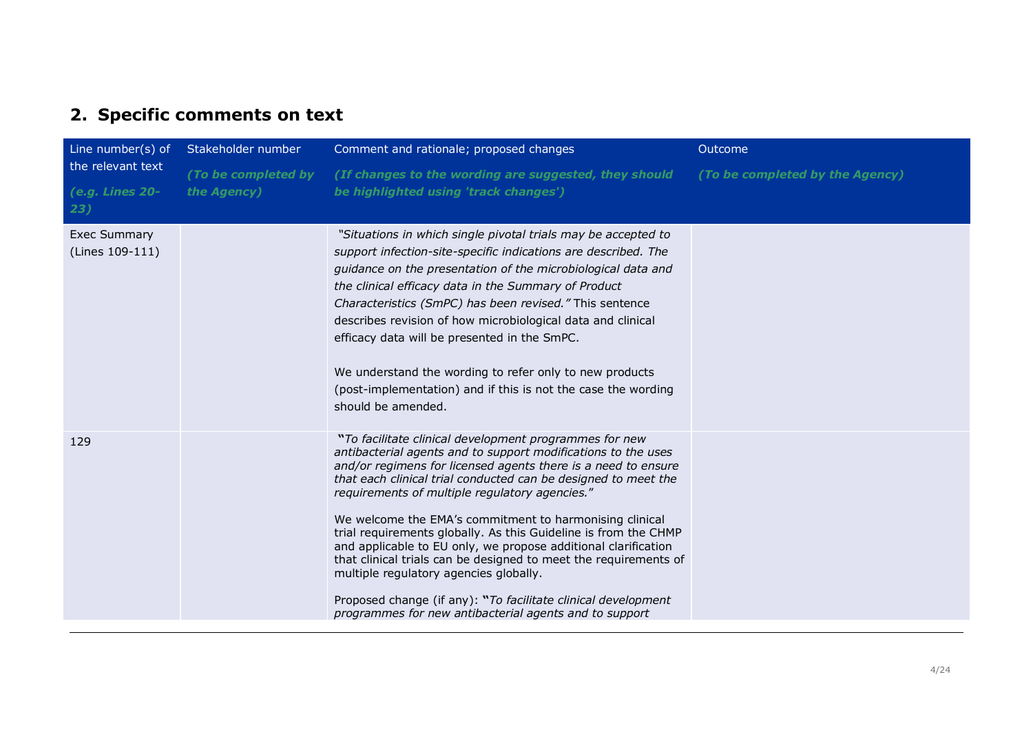## 2. Specific comments on text

| Line number(s) of the relevant text *(e.g. Lines 20-23)* | Stakeholder number *(To be completed by the Agency)* | Comment and rationale; proposed changes *(If changes to the wording are suggested, they should be highlighted using 'track changes')* | Outcome *(To be completed by the Agency)* |
|---|---|---|---|
| Exec Summary (Lines 109-111) | | *"Situations in which single pivotal trials may be accepted to support infection-site-specific indications are described. The guidance on the presentation of the microbiological data and the clinical efficacy data in the Summary of Product Characteristics (SmPC) has been revised."* This sentence describes revision of how microbiological data and clinical efficacy data will be presented in the SmPC.<br><br>We understand the wording to refer only to new products (post-implementation) and if this is not the case the wording should be amended. | |
| 129 | | **"***To facilitate clinical development programmes for new antibacterial agents and to support modifications to the uses and/or regimens for licensed agents there is a need to ensure that each clinical trial conducted can be designed to meet the requirements of multiple regulatory agencies.*"<br><br>We welcome the EMA's commitment to harmonising clinical trial requirements globally. As this Guideline is from the CHMP and applicable to EU only, we propose additional clarification that clinical trials can be designed to meet the requirements of multiple regulatory agencies globally.<br><br>Proposed change (if any): **"***To facilitate clinical development programmes for new antibacterial agents and to support* | |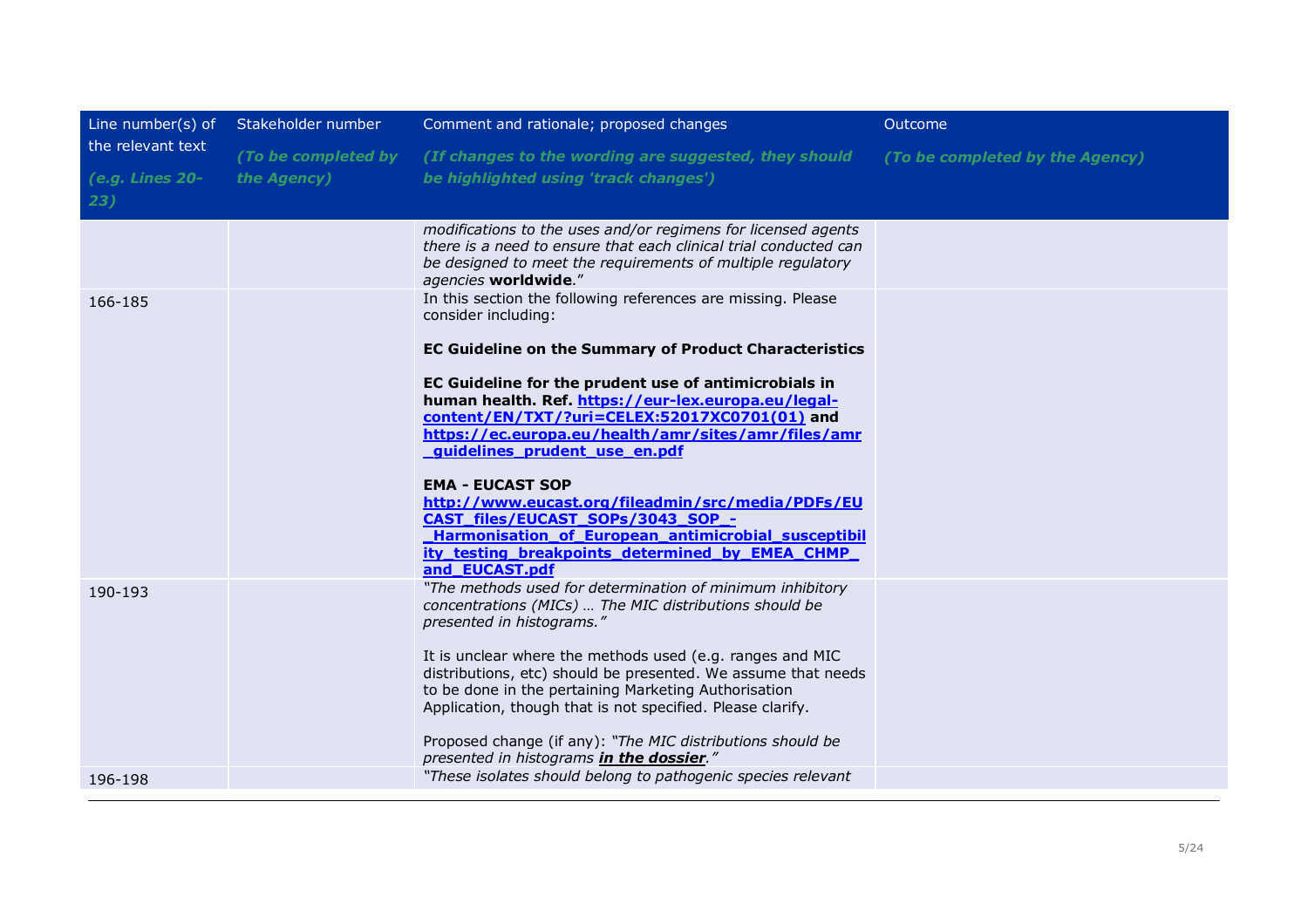| Line number(s) of the relevant text *(e.g. Lines 20-23)* | Stakeholder number *(To be completed by the Agency)* | Comment and rationale; proposed changes *(If changes to the wording are suggested, they should be highlighted using 'track changes')* | Outcome *(To be completed by the Agency)* |
|---|---|---|---|
| | | *modifications to the uses and/or regimens for licensed agents there is a need to ensure that each clinical trial conducted can be designed to meet the requirements of multiple regulatory agencies* **worldwide**." | |
| 166-185 | | In this section the following references are missing. Please consider including:<br><br>**EC Guideline on the Summary of Product Characteristics**<br><br>**EC Guideline for the prudent use of antimicrobials in human health. Ref. https://eur-lex.europa.eu/legal-content/EN/TXT/?uri=CELEX:52017XC0701(01) and https://ec.europa.eu/health/amr/sites/amr/files/amr_guidelines_prudent_use_en.pdf**<br><br>**EMA - EUCAST SOP**<br>**http://www.eucast.org/fileadmin/src/media/PDFs/EUCAST_files/EUCAST_SOPs/3043_SOP_-_Harmonisation_of_European_antimicrobial_susceptibility_testing_breakpoints_determined_by_EMEA_CHMP_and_EUCAST.pdf** | |
| 190-193 | | *"The methods used for determination of minimum inhibitory concentrations (MICs) … The MIC distributions should be presented in histograms."*<br><br>It is unclear where the methods used (e.g. ranges and MIC distributions, etc) should be presented. We assume that needs to be done in the pertaining Marketing Authorisation Application, though that is not specified. Please clarify.<br><br>Proposed change (if any): *"The MIC distributions should be presented in histograms* ***in the dossier****."* | |
| 196-198 | | *"These isolates should belong to pathogenic species relevant* | |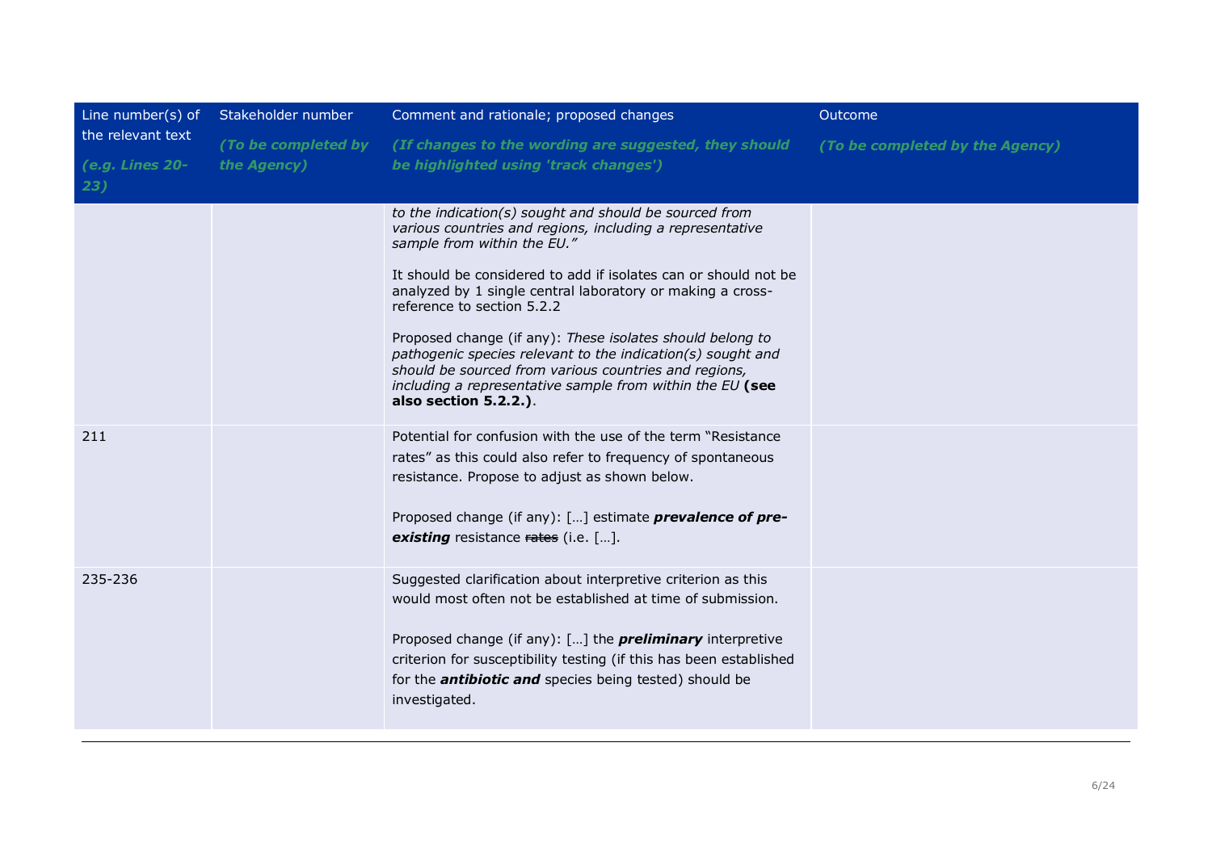| Line number(s) of the relevant text *(e.g. Lines 20-23)* | Stakeholder number *(To be completed by the Agency)* | Comment and rationale; proposed changes *(If changes to the wording are suggested, they should be highlighted using 'track changes')* | Outcome *(To be completed by the Agency)* |
|---|---|---|---|
| | | *to the indication(s) sought and should be sourced from various countries and regions, including a representative sample from within the EU."*<br><br>It should be considered to add if isolates can or should not be analyzed by 1 single central laboratory or making a cross-reference to section 5.2.2<br><br>Proposed change (if any): *These isolates should belong to pathogenic species relevant to the indication(s) sought and should be sourced from various countries and regions, including a representative sample from within the EU* **(see also section 5.2.2.)**. | |
| 211 | | Potential for confusion with the use of the term "Resistance rates" as this could also refer to frequency of spontaneous resistance. Propose to adjust as shown below.<br><br>Proposed change (if any): […] estimate ***prevalence of pre-existing*** resistance ~~rates~~ (i.e. […]. | |
| 235-236 | | Suggested clarification about interpretive criterion as this would most often not be established at time of submission.<br><br>Proposed change (if any): […] the ***preliminary*** interpretive criterion for susceptibility testing (if this has been established for the ***antibiotic and*** species being tested) should be investigated. | |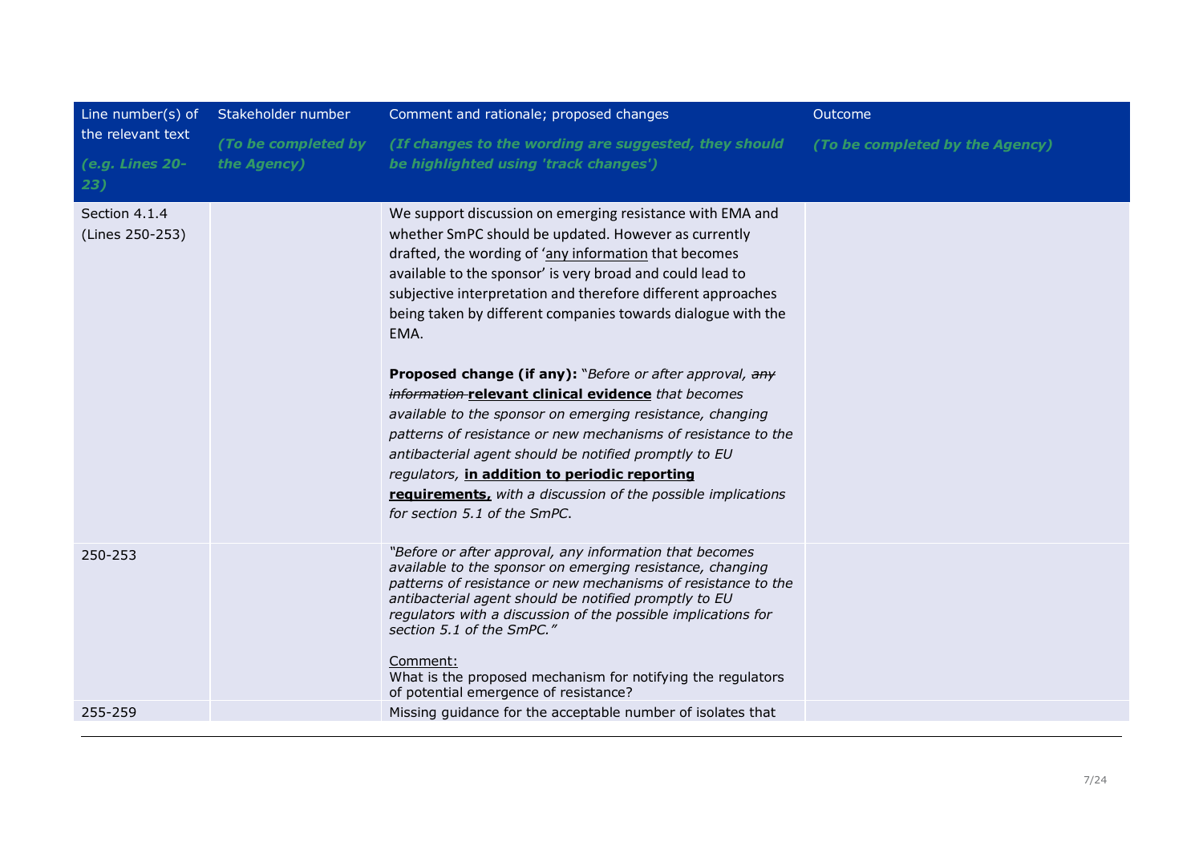| Line number(s) of the relevant text *(e.g. Lines 20-23)* | Stakeholder number *(To be completed by the Agency)* | Comment and rationale; proposed changes *(If changes to the wording are suggested, they should be highlighted using 'track changes')* | Outcome *(To be completed by the Agency)* |
|---|---|---|---|
| Section 4.1.4 (Lines 250-253) | | We support discussion on emerging resistance with EMA and whether SmPC should be updated. However as currently drafted, the wording of 'any information that becomes available to the sponsor' is very broad and could lead to subjective interpretation and therefore different approaches being taken by different companies towards dialogue with the EMA.<br><br>**Proposed change (if any):** "*Before or after approval, ~~any information~~* **relevant clinical evidence** *that becomes available to the sponsor on emerging resistance, changing patterns of resistance or new mechanisms of resistance to the antibacterial agent should be notified promptly to EU regulators,* **in addition to periodic reporting requirements,** *with a discussion of the possible implications for section 5.1 of the SmPC.* | |
| 250-253 | | *"Before or after approval, any information that becomes available to the sponsor on emerging resistance, changing patterns of resistance or new mechanisms of resistance to the antibacterial agent should be notified promptly to EU regulators with a discussion of the possible implications for section 5.1 of the SmPC."*<br><br>Comment:<br>What is the proposed mechanism for notifying the regulators of potential emergence of resistance? | |
| 255-259 | | Missing guidance for the acceptable number of isolates that | |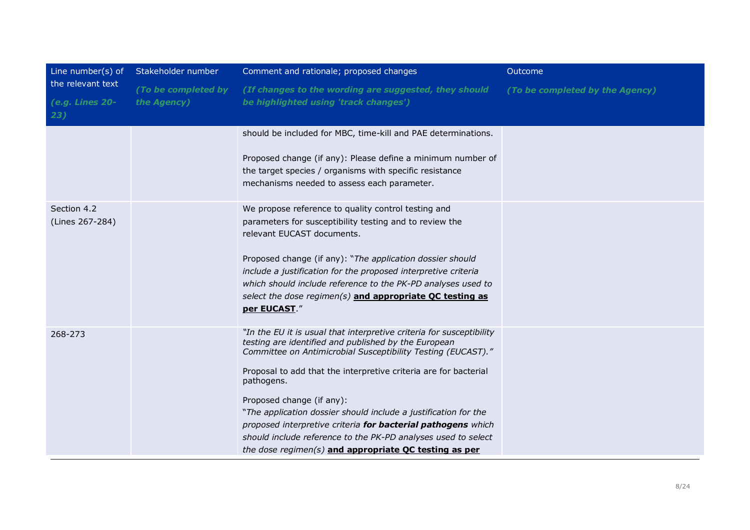| Line number(s) of the relevant text *(e.g. Lines 20-23)* | Stakeholder number *(To be completed by the Agency)* | Comment and rationale; proposed changes *(If changes to the wording are suggested, they should be highlighted using 'track changes')* | Outcome *(To be completed by the Agency)* |
|---|---|---|---|
| | | should be included for MBC, time-kill and PAE determinations.<br><br>Proposed change (if any): Please define a minimum number of the target species / organisms with specific resistance mechanisms needed to assess each parameter. | |
| Section 4.2 (Lines 267-284) | | We propose reference to quality control testing and parameters for susceptibility testing and to review the relevant EUCAST documents.<br><br>Proposed change (if any): "*The application dossier should include a justification for the proposed interpretive criteria which should include reference to the PK-PD analyses used to select the dose regimen(s)* **<u>and appropriate QC testing as per EUCAST</u>**." | |
| 268-273 | | *"In the EU it is usual that interpretive criteria for susceptibility testing are identified and published by the European Committee on Antimicrobial Susceptibility Testing (EUCAST)."*<br><br>Proposal to add that the interpretive criteria are for bacterial pathogens.<br><br>Proposed change (if any):<br>"*The application dossier should include a justification for the proposed interpretive criteria* ***for bacterial pathogens*** *which should include reference to the PK-PD analyses used to select the dose regimen(s)* **<u>and appropriate QC testing as per</u>** | |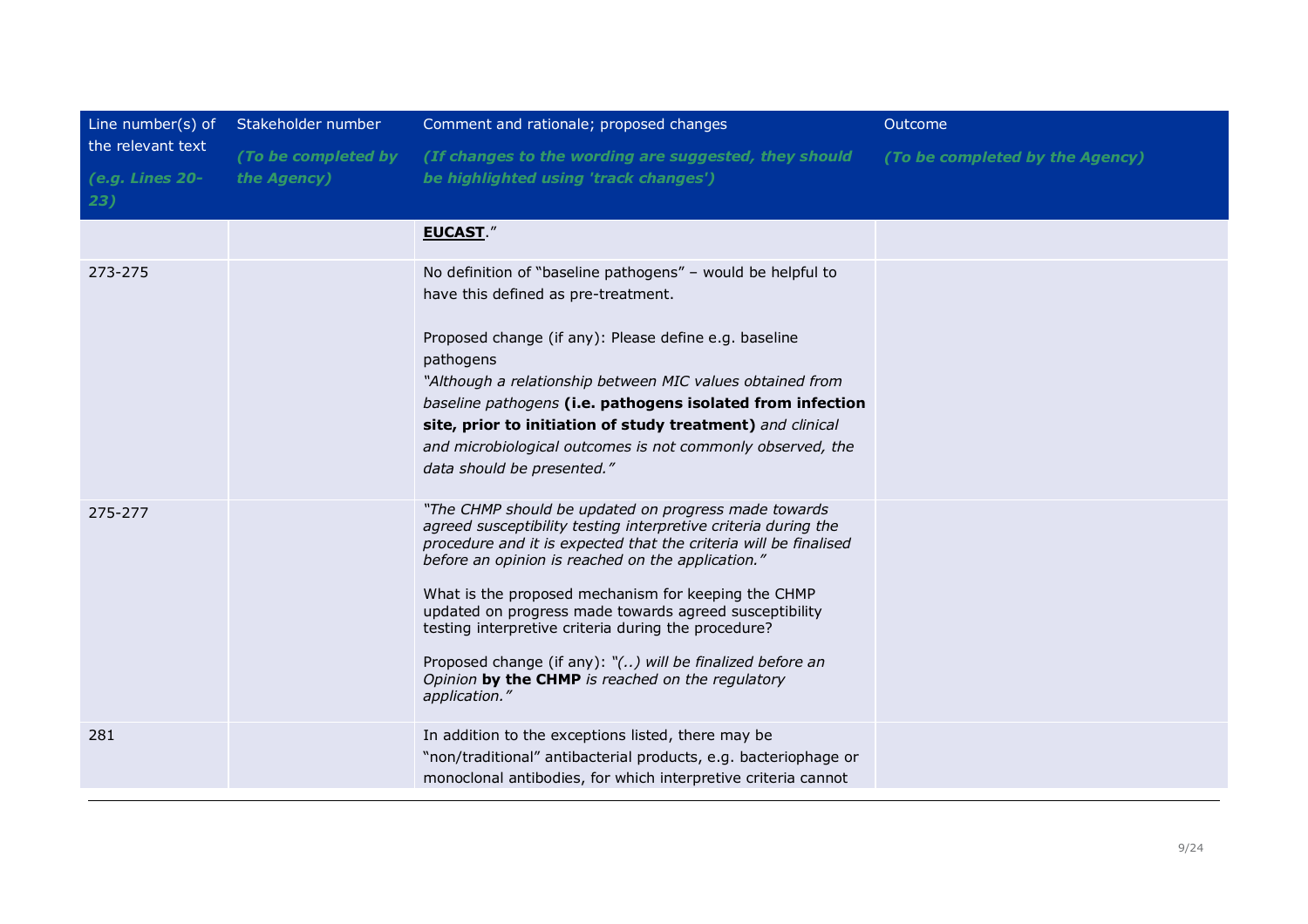| Line number(s) of the relevant text<br>*(e.g. Lines 20-23)* | Stakeholder number<br>*(To be completed by the Agency)* | Comment and rationale; proposed changes<br>*(If changes to the wording are suggested, they should be highlighted using 'track changes')* | Outcome<br>*(To be completed by the Agency)* |
|---|---|---|---|
| | | **EUCAST**." | |
| 273-275 | | No definition of "baseline pathogens" – would be helpful to have this defined as pre-treatment.<br><br>Proposed change (if any): Please define e.g. baseline pathogens<br>*"Although a relationship between MIC values obtained from baseline pathogens* **(i.e. pathogens isolated from infection site, prior to initiation of study treatment)** *and clinical and microbiological outcomes is not commonly observed, the data should be presented."* | |
| 275-277 | | *"The CHMP should be updated on progress made towards agreed susceptibility testing interpretive criteria during the procedure and it is expected that the criteria will be finalised before an opinion is reached on the application."*<br><br>What is the proposed mechanism for keeping the CHMP updated on progress made towards agreed susceptibility testing interpretive criteria during the procedure?<br><br>Proposed change (if any): *"(..) will be finalized before an Opinion* **by the CHMP** *is reached on the regulatory application."* | |
| 281 | | In addition to the exceptions listed, there may be "non/traditional" antibacterial products, e.g. bacteriophage or monoclonal antibodies, for which interpretive criteria cannot | |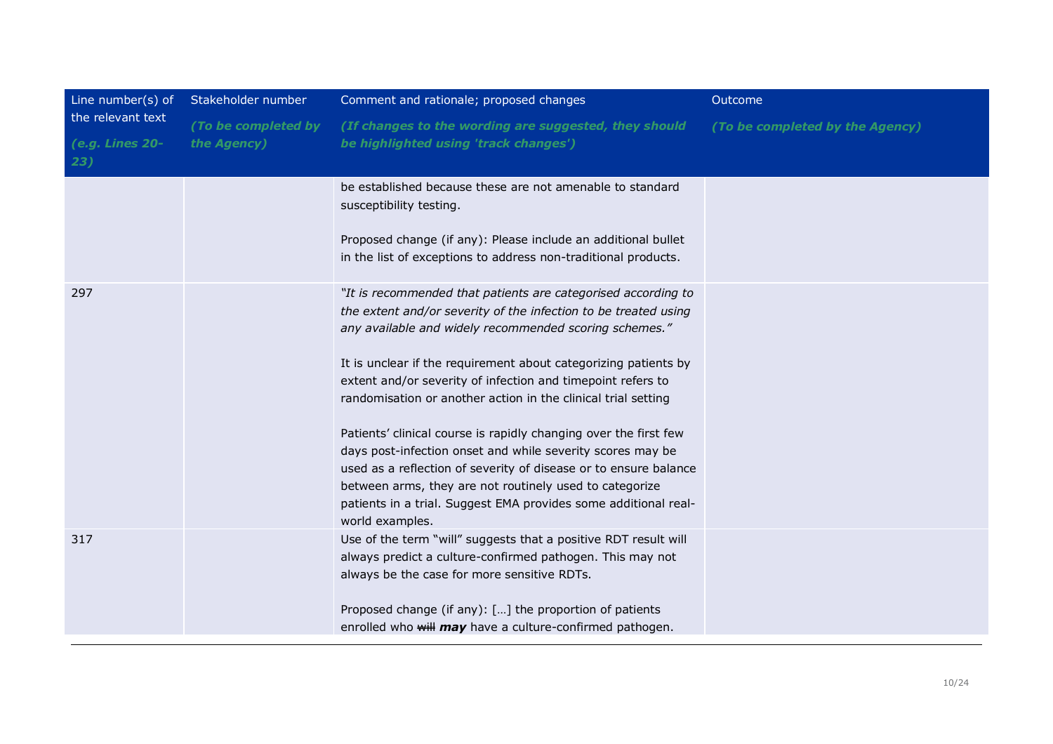| Line number(s) of the relevant text *(e.g. Lines 20-23)* | Stakeholder number *(To be completed by the Agency)* | Comment and rationale; proposed changes *(If changes to the wording are suggested, they should be highlighted using 'track changes')* | Outcome *(To be completed by the Agency)* |
|---|---|---|---|
| | | be established because these are not amenable to standard susceptibility testing.<br><br>Proposed change (if any): Please include an additional bullet in the list of exceptions to address non-traditional products. | |
| 297 | | *"It is recommended that patients are categorised according to the extent and/or severity of the infection to be treated using any available and widely recommended scoring schemes."*<br><br>It is unclear if the requirement about categorizing patients by extent and/or severity of infection and timepoint refers to randomisation or another action in the clinical trial setting<br><br>Patients' clinical course is rapidly changing over the first few days post-infection onset and while severity scores may be used as a reflection of severity of disease or to ensure balance between arms, they are not routinely used to categorize patients in a trial. Suggest EMA provides some additional real-world examples. | |
| 317 | | Use of the term "will" suggests that a positive RDT result will always predict a culture-confirmed pathogen. This may not always be the case for more sensitive RDTs.<br><br>Proposed change (if any): […] the proportion of patients enrolled who ~~will~~ ***may*** have a culture-confirmed pathogen. | |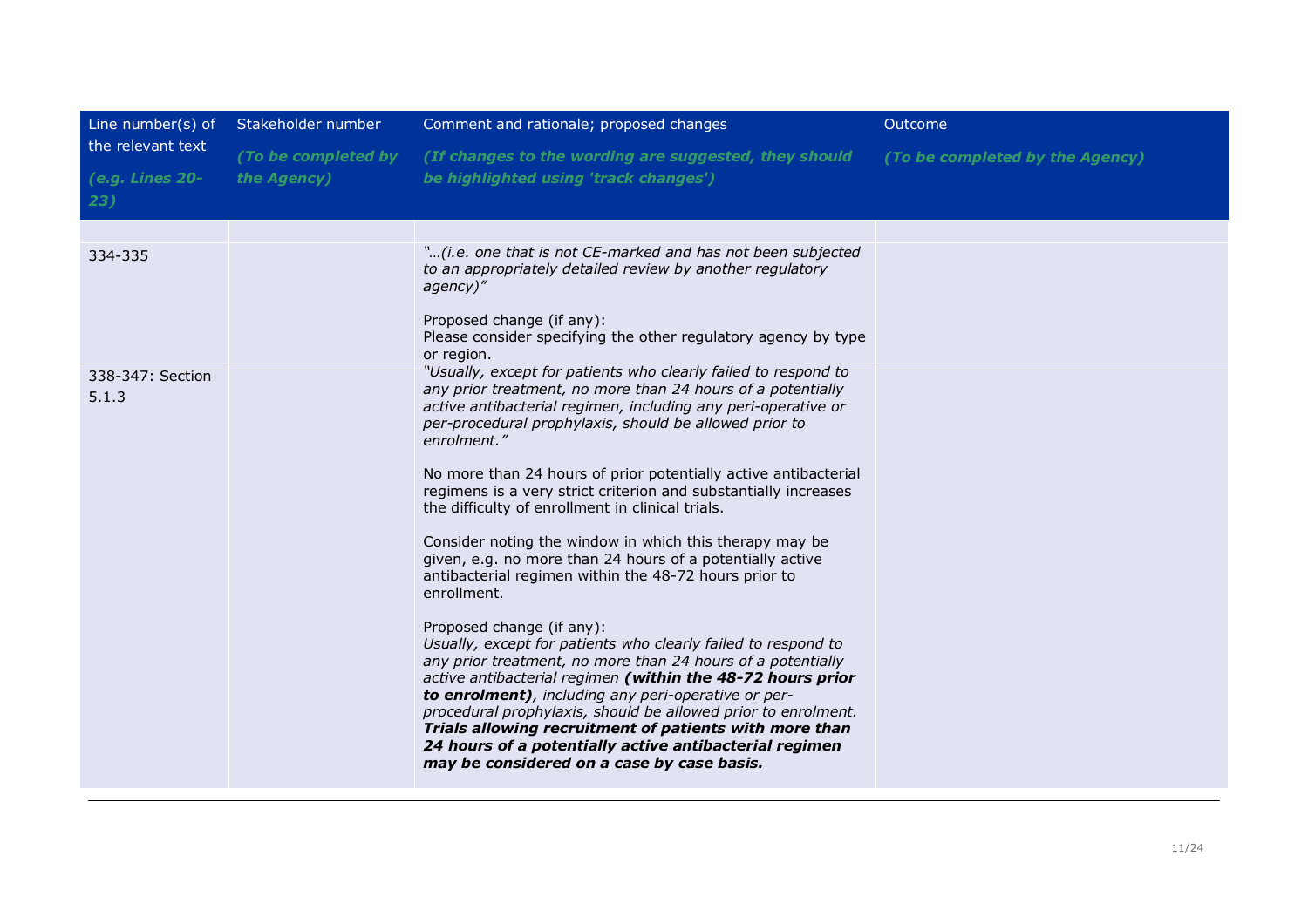| Line number(s) of the relevant text *(e.g. Lines 20-23)* | Stakeholder number *(To be completed by the Agency)* | Comment and rationale; proposed changes *(If changes to the wording are suggested, they should be highlighted using 'track changes')* | Outcome *(To be completed by the Agency)* |
|---|---|---|---|
| | | | |
| 334-335 | | *"…(i.e. one that is not CE-marked and has not been subjected to an appropriately detailed review by another regulatory agency)"*<br><br>Proposed change (if any):<br>Please consider specifying the other regulatory agency by type or region. | |
| 338-347: Section 5.1.3 | | *"Usually, except for patients who clearly failed to respond to any prior treatment, no more than 24 hours of a potentially active antibacterial regimen, including any peri-operative or per-procedural prophylaxis, should be allowed prior to enrolment."*<br><br>No more than 24 hours of prior potentially active antibacterial regimens is a very strict criterion and substantially increases the difficulty of enrollment in clinical trials.<br><br>Consider noting the window in which this therapy may be given, e.g. no more than 24 hours of a potentially active antibacterial regimen within the 48-72 hours prior to enrollment.<br><br>Proposed change (if any):<br>*Usually, except for patients who clearly failed to respond to any prior treatment, no more than 24 hours of a potentially active antibacterial regimen* ***(within the 48-72 hours prior to enrolment)****, including any peri-operative or per-procedural prophylaxis, should be allowed prior to enrolment.* ***Trials allowing recruitment of patients with more than 24 hours of a potentially active antibacterial regimen may be considered on a case by case basis.*** | |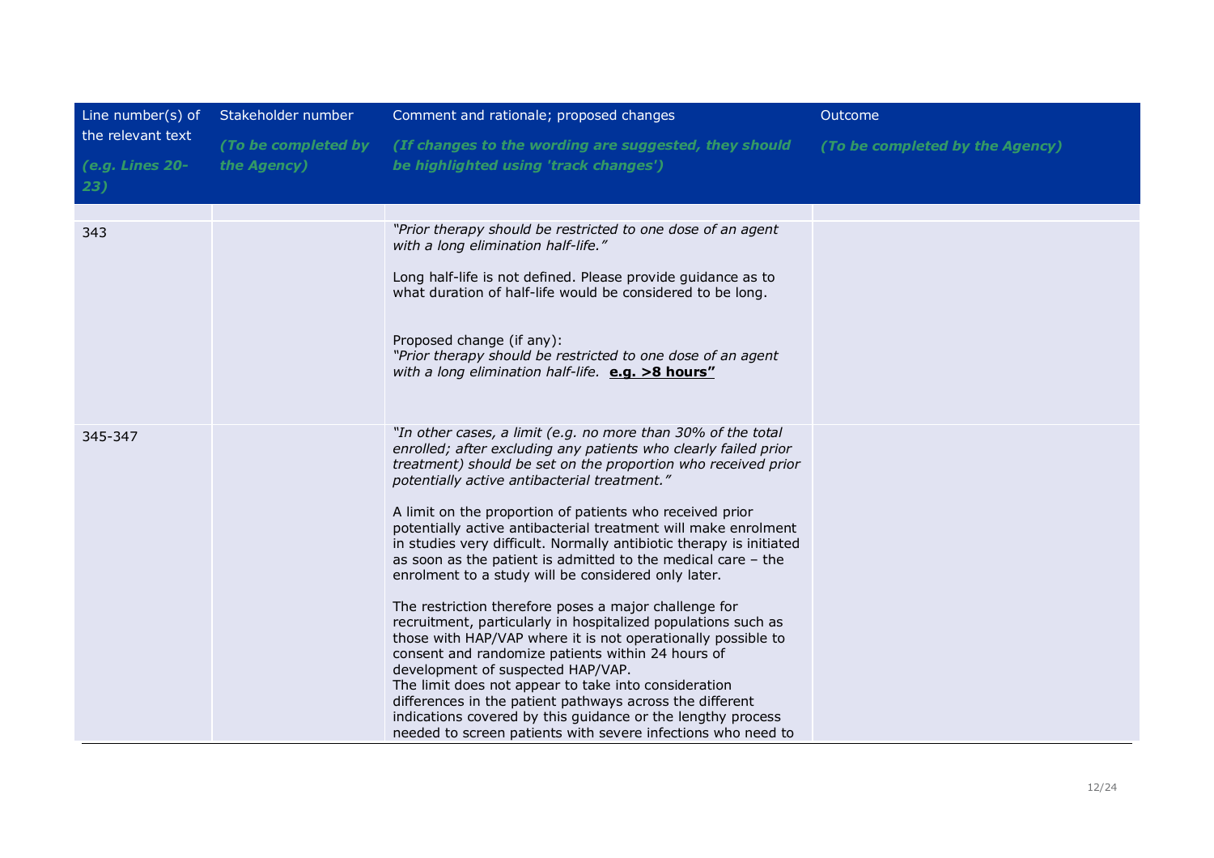| Line number(s) of the relevant text *(e.g. Lines 20-23)* | Stakeholder number *(To be completed by the Agency)* | Comment and rationale; proposed changes *(If changes to the wording are suggested, they should be highlighted using 'track changes')* | Outcome *(To be completed by the Agency)* |
|---|---|---|---|
| | | | |
| 343 | | *"Prior therapy should be restricted to one dose of an agent with a long elimination half-life."*<br><br>Long half-life is not defined. Please provide guidance as to what duration of half-life would be considered to be long.<br><br>Proposed change (if any):<br>*"Prior therapy should be restricted to one dose of an agent with a long elimination half-life.* **<u>e.g. >8 hours"</u>** | |
| 345-347 | | *"In other cases, a limit (e.g. no more than 30% of the total enrolled; after excluding any patients who clearly failed prior treatment) should be set on the proportion who received prior potentially active antibacterial treatment."*<br><br>A limit on the proportion of patients who received prior potentially active antibacterial treatment will make enrolment in studies very difficult. Normally antibiotic therapy is initiated as soon as the patient is admitted to the medical care – the enrolment to a study will be considered only later.<br><br>The restriction therefore poses a major challenge for recruitment, particularly in hospitalized populations such as those with HAP/VAP where it is not operationally possible to consent and randomize patients within 24 hours of development of suspected HAP/VAP.<br>The limit does not appear to take into consideration differences in the patient pathways across the different indications covered by this guidance or the lengthy process needed to screen patients with severe infections who need to | |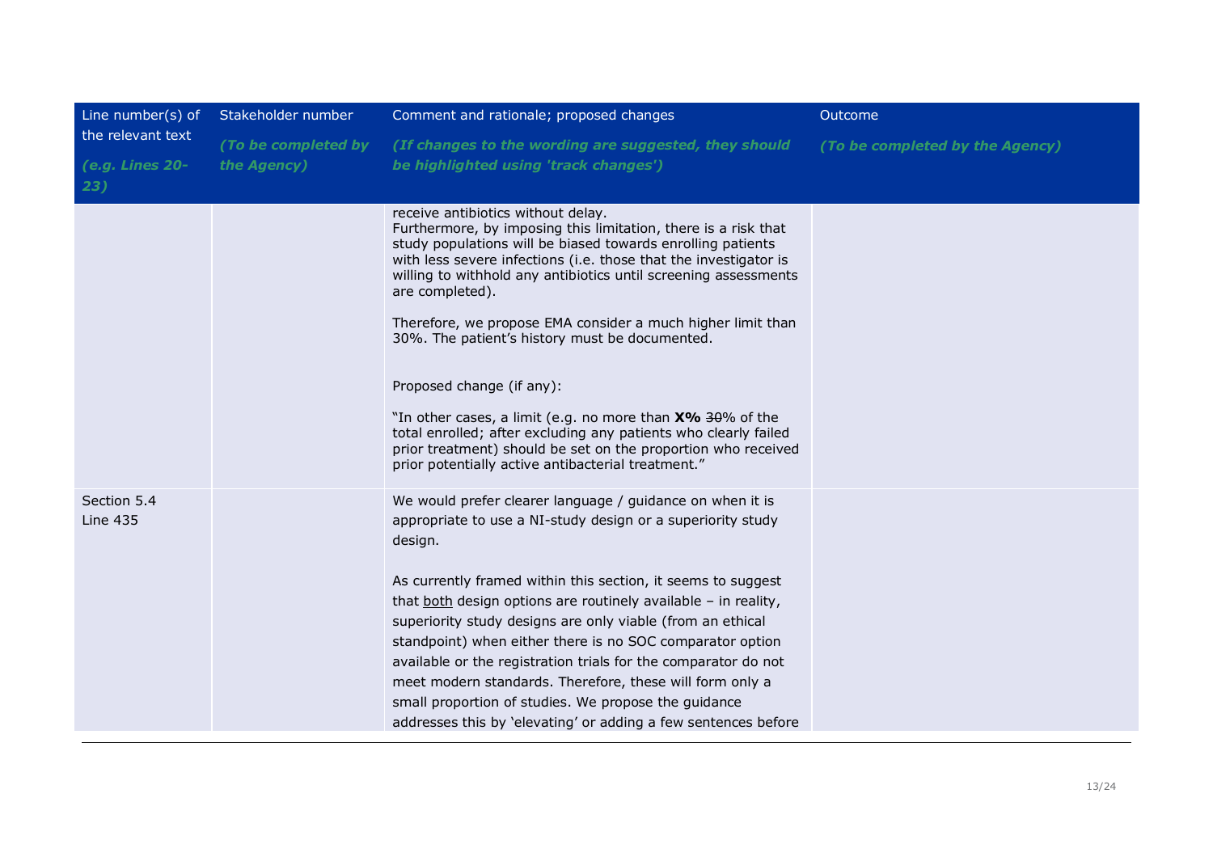| Line number(s) of the relevant text *(e.g. Lines 20-23)* | Stakeholder number *(To be completed by the Agency)* | Comment and rationale; proposed changes *(If changes to the wording are suggested, they should be highlighted using 'track changes')* | Outcome *(To be completed by the Agency)* |
| --- | --- | --- | --- |
| | | receive antibiotics without delay.<br>Furthermore, by imposing this limitation, there is a risk that study populations will be biased towards enrolling patients with less severe infections (i.e. those that the investigator is willing to withhold any antibiotics until screening assessments are completed).<br><br>Therefore, we propose EMA consider a much higher limit than 30%. The patient's history must be documented.<br><br>Proposed change (if any):<br><br>"In other cases, a limit (e.g. no more than **X%** ~~30~~% of the total enrolled; after excluding any patients who clearly failed prior treatment) should be set on the proportion who received prior potentially active antibacterial treatment." | |
| Section 5.4<br>Line 435 | | We would prefer clearer language / guidance on when it is appropriate to use a NI-study design or a superiority study design.<br><br>As currently framed within this section, it seems to suggest that <u>both</u> design options are routinely available – in reality, superiority study designs are only viable (from an ethical standpoint) when either there is no SOC comparator option available or the registration trials for the comparator do not meet modern standards. Therefore, these will form only a small proportion of studies. We propose the guidance addresses this by 'elevating' or adding a few sentences before | |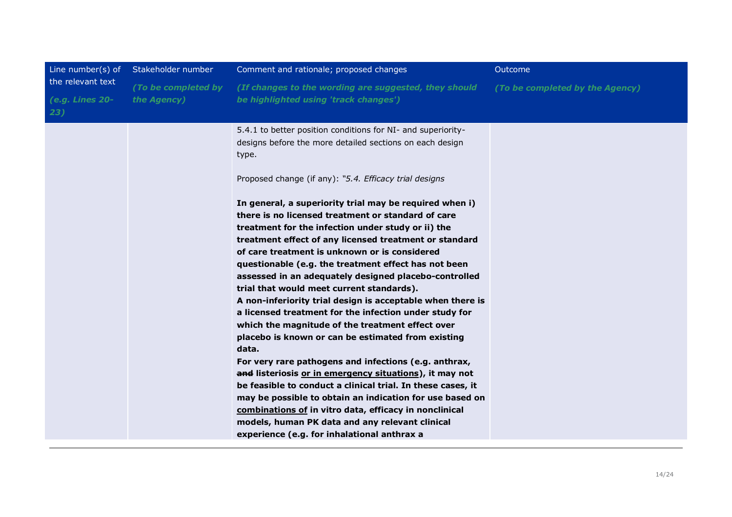| Line number(s) of the relevant text *(e.g. Lines 20-23)* | Stakeholder number *(To be completed by the Agency)* | Comment and rationale; proposed changes *(If changes to the wording are suggested, they should be highlighted using 'track changes')* | Outcome *(To be completed by the Agency)* |
|---|---|---|---|
| | | 5.4.1 to better position conditions for NI- and superiority-designs before the more detailed sections on each design type.<br><br>Proposed change (if any): *"5.4. Efficacy trial designs*<br><br>**In general, a superiority trial may be required when i) there is no licensed treatment or standard of care treatment for the infection under study or ii) the treatment effect of any licensed treatment or standard of care treatment is unknown or is considered questionable (e.g. the treatment effect has not been assessed in an adequately designed placebo-controlled trial that would meet current standards).**<br>**A non-inferiority trial design is acceptable when there is a licensed treatment for the infection under study for which the magnitude of the treatment effect over placebo is known or can be estimated from existing data.**<br>**For very rare pathogens and infections (e.g. anthrax, ~~and~~ listeriosis <u>or in emergency situations</u>), it may not be feasible to conduct a clinical trial. In these cases, it may be possible to obtain an indication for use based on <u>combinations of</u> in vitro data, efficacy in nonclinical models, human PK data and any relevant clinical experience (e.g. for inhalational anthrax a** | |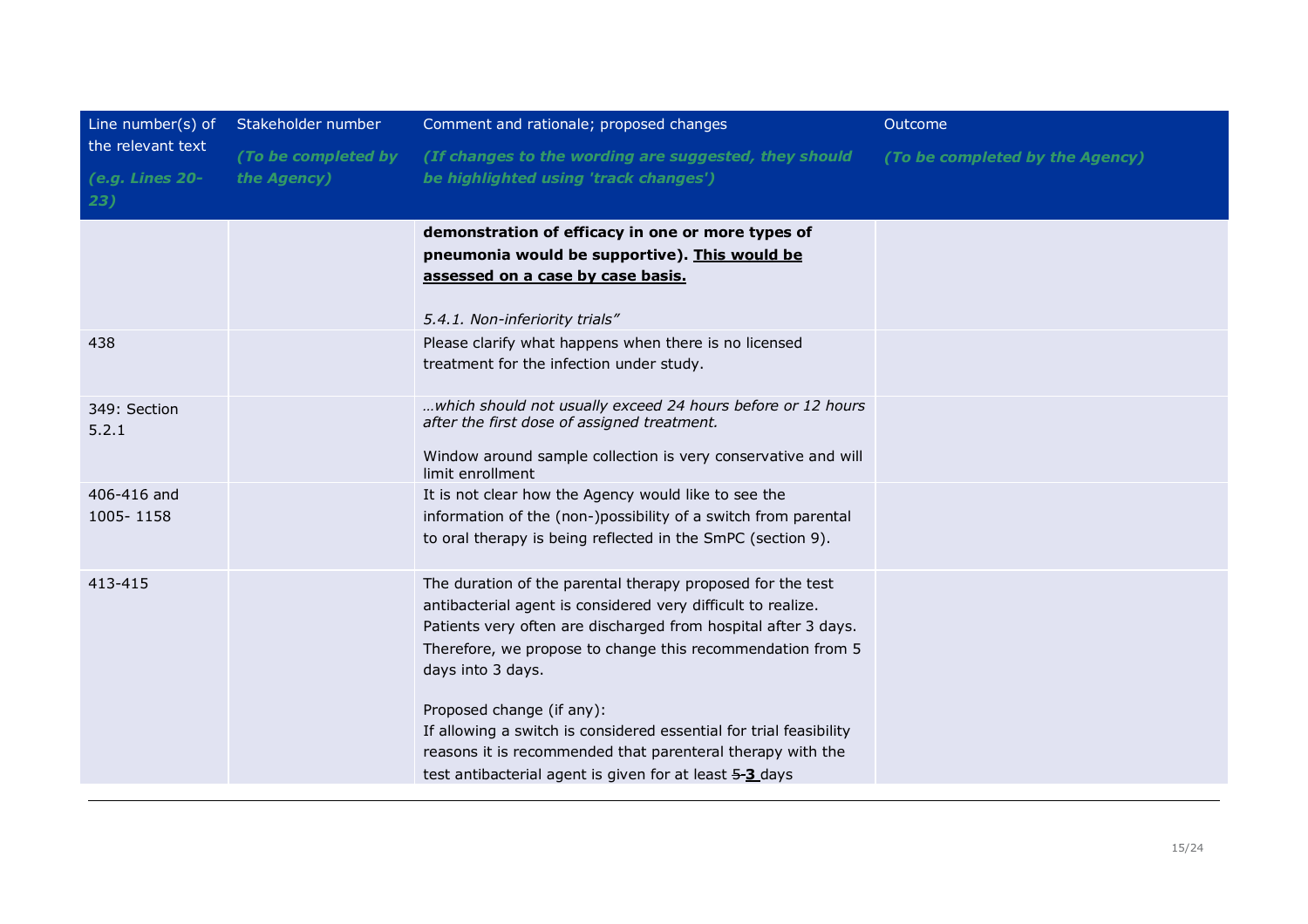| Line number(s) of the relevant text *(e.g. Lines 20-23)* | Stakeholder number *(To be completed by the Agency)* | Comment and rationale; proposed changes *(If changes to the wording are suggested, they should be highlighted using 'track changes')* | Outcome *(To be completed by the Agency)* |
|---|---|---|---|
| | | **demonstration of efficacy in one or more types of pneumonia would be supportive). <u>This would be assessed on a case by case basis.</u>**<br><br>*5.4.1. Non-inferiority trials"* | |
| 438 | | Please clarify what happens when there is no licensed treatment for the infection under study. | |
| 349: Section 5.2.1 | | *…which should not usually exceed 24 hours before or 12 hours after the first dose of assigned treatment.*<br><br>Window around sample collection is very conservative and will limit enrollment | |
| 406-416 and 1005- 1158 | | It is not clear how the Agency would like to see the information of the (non-)possibility of a switch from parental to oral therapy is being reflected in the SmPC (section 9). | |
| 413-415 | | The duration of the parental therapy proposed for the test antibacterial agent is considered very difficult to realize. Patients very often are discharged from hospital after 3 days. Therefore, we propose to change this recommendation from 5 days into 3 days.<br><br>Proposed change (if any):<br>If allowing a switch is considered essential for trial feasibility reasons it is recommended that parenteral therapy with the test antibacterial agent is given for at least ~~5~~ <u>**-3**</u> days | |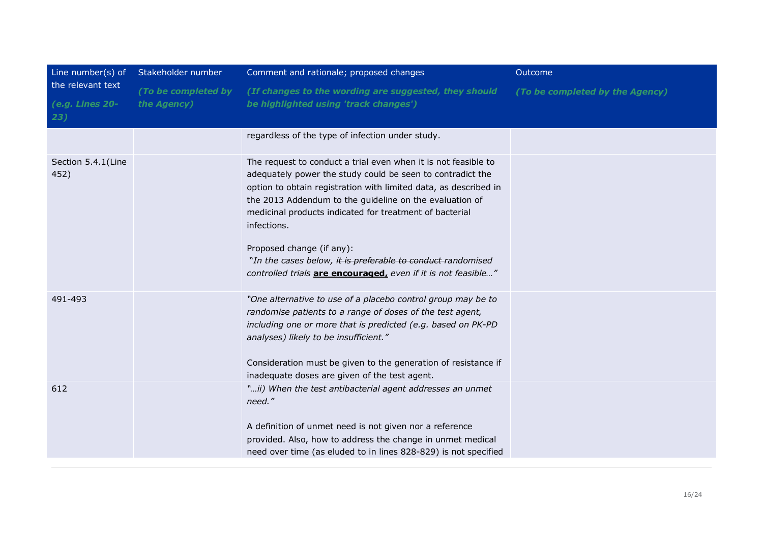| Line number(s) of the relevant text *(e.g. Lines 20-23)* | Stakeholder number *(To be completed by the Agency)* | Comment and rationale; proposed changes *(If changes to the wording are suggested, they should be highlighted using 'track changes')* | Outcome *(To be completed by the Agency)* |
|---|---|---|---|
| | | regardless of the type of infection under study. | |
| Section 5.4.1(Line 452) | | The request to conduct a trial even when it is not feasible to adequately power the study could be seen to contradict the option to obtain registration with limited data, as described in the 2013 Addendum to the guideline on the evaluation of medicinal products indicated for treatment of bacterial infections.<br><br>Proposed change (if any):<br>*"In the cases below, ~~it is preferable to conduct~~ randomised controlled trials **are encouraged,** even if it is not feasible…"* | |
| 491-493 | | *"One alternative to use of a placebo control group may be to randomise patients to a range of doses of the test agent, including one or more that is predicted (e.g. based on PK-PD analyses) likely to be insufficient."*<br><br>Consideration must be given to the generation of resistance if inadequate doses are given of the test agent. | |
| 612 | | *"…ii) When the test antibacterial agent addresses an unmet need."*<br><br>A definition of unmet need is not given nor a reference provided. Also, how to address the change in unmet medical need over time (as eluded to in lines 828-829) is not specified | |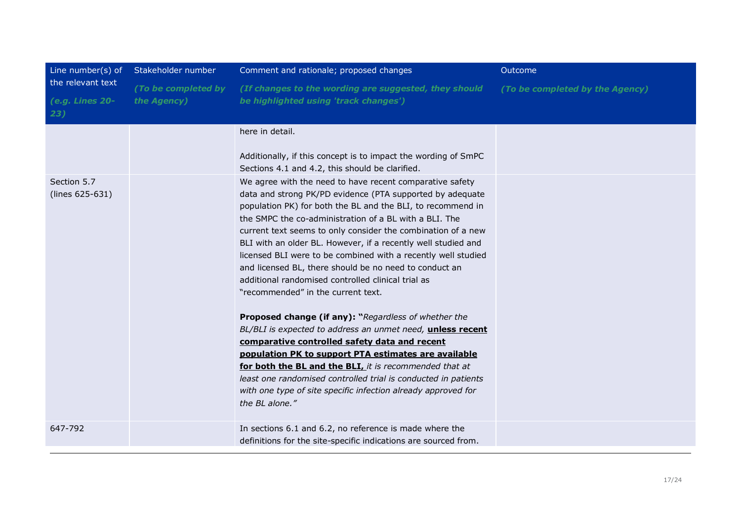| Line number(s) of the relevant text *(e.g. Lines 20-23)* | Stakeholder number *(To be completed by the Agency)* | Comment and rationale; proposed changes *(If changes to the wording are suggested, they should be highlighted using 'track changes')* | Outcome *(To be completed by the Agency)* |
|---|---|---|---|
| | | here in detail.<br><br>Additionally, if this concept is to impact the wording of SmPC Sections 4.1 and 4.2, this should be clarified. | |
| Section 5.7 (lines 625-631) | | We agree with the need to have recent comparative safety data and strong PK/PD evidence (PTA supported by adequate population PK) for both the BL and the BLI, to recommend in the SMPC the co-administration of a BL with a BLI. The current text seems to only consider the combination of a new BLI with an older BL. However, if a recently well studied and licensed BLI were to be combined with a recently well studied and licensed BL, there should be no need to conduct an additional randomised controlled clinical trial as "recommended" in the current text.<br><br>**Proposed change (if any): "***Regardless of whether the BL/BLI is expected to address an unmet need,* **unless recent comparative controlled safety data and recent population PK to support PTA estimates are available for both the BL and the BLI,** *it is recommended that at least one randomised controlled trial is conducted in patients with one type of site specific infection already approved for the BL alone."* | |
| 647-792 | | In sections 6.1 and 6.2, no reference is made where the definitions for the site-specific indications are sourced from. | |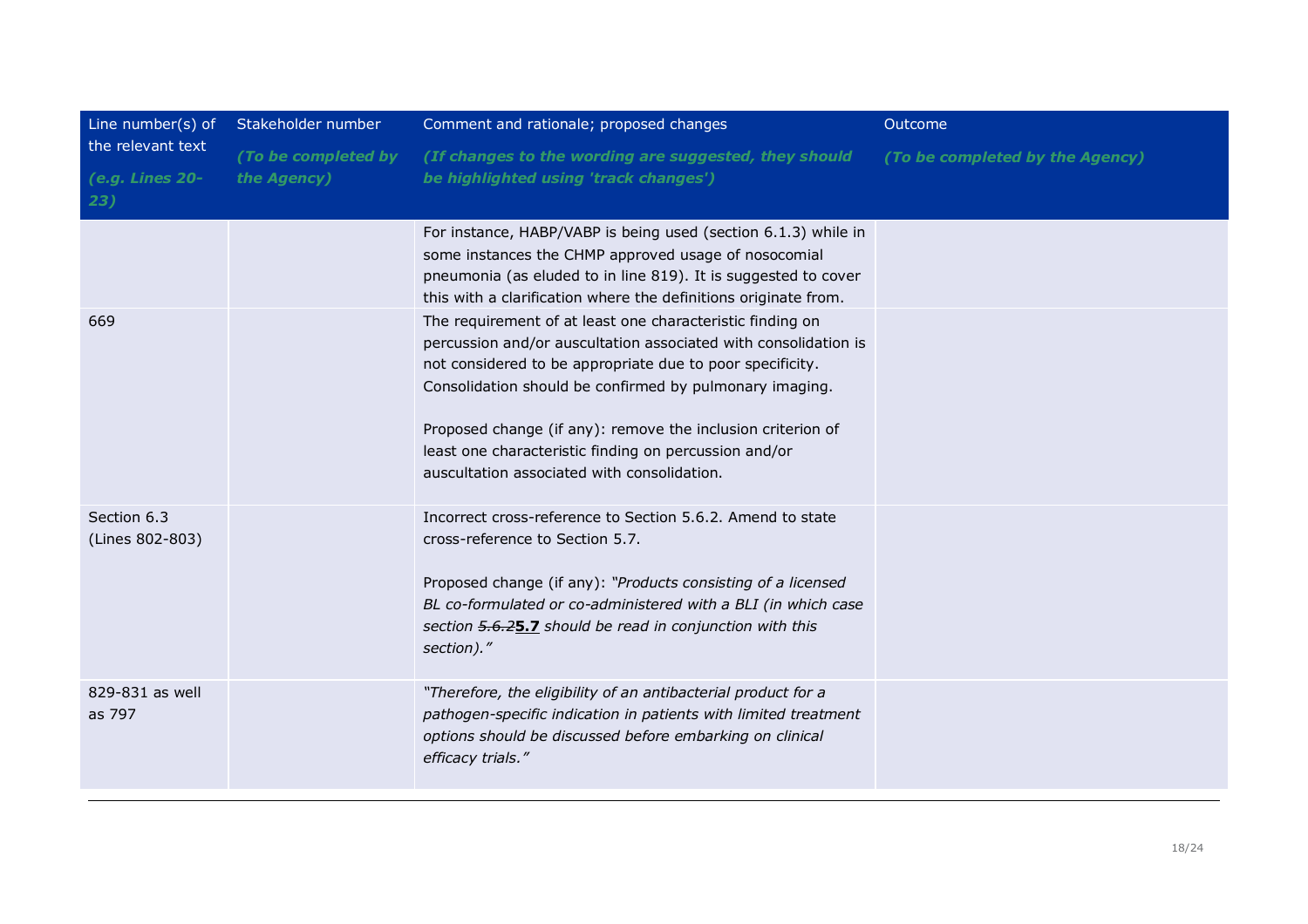| Line number(s) of the relevant text *(e.g. Lines 20-23)* | Stakeholder number *(To be completed by the Agency)* | Comment and rationale; proposed changes *(If changes to the wording are suggested, they should be highlighted using 'track changes')* | Outcome *(To be completed by the Agency)* |
|---|---|---|---|
| | | For instance, HABP/VABP is being used (section 6.1.3) while in some instances the CHMP approved usage of nosocomial pneumonia (as eluded to in line 819). It is suggested to cover this with a clarification where the definitions originate from. | |
| 669 | | The requirement of at least one characteristic finding on percussion and/or auscultation associated with consolidation is not considered to be appropriate due to poor specificity. Consolidation should be confirmed by pulmonary imaging.<br><br>Proposed change (if any): remove the inclusion criterion of least one characteristic finding on percussion and/or auscultation associated with consolidation. | |
| Section 6.3 (Lines 802-803) | | Incorrect cross-reference to Section 5.6.2. Amend to state cross-reference to Section 5.7.<br><br>Proposed change (if any): *"Products consisting of a licensed BL co-formulated or co-administered with a BLI (in which case section ~~5.6.2~~* ***5.7*** *should be read in conjunction with this section)."* | |
| 829-831 as well as 797 | | *"Therefore, the eligibility of an antibacterial product for a pathogen-specific indication in patients with limited treatment options should be discussed before embarking on clinical efficacy trials."* | |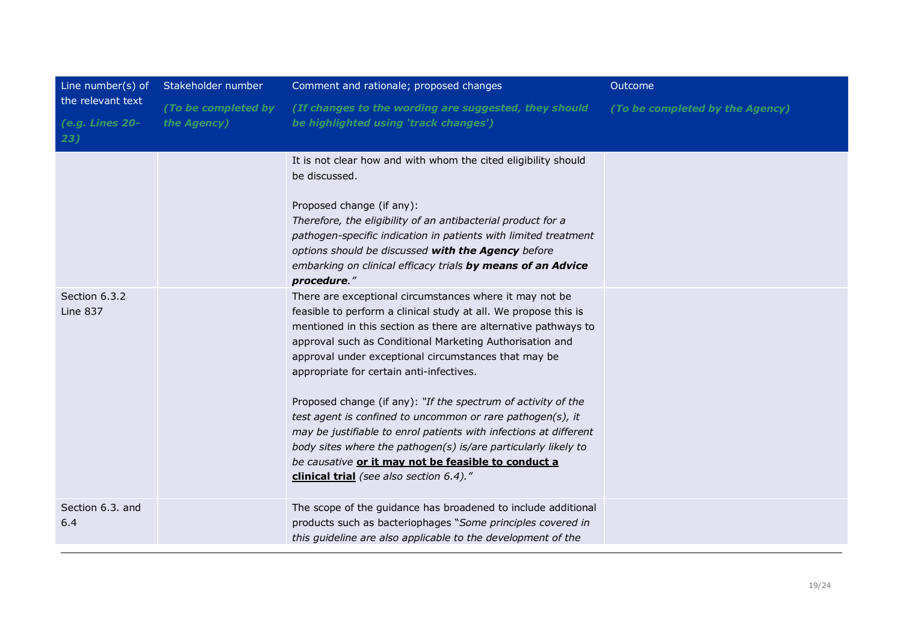| Line number(s) of the relevant text *(e.g. Lines 20-23)* | Stakeholder number *(To be completed by the Agency)* | Comment and rationale; proposed changes *(If changes to the wording are suggested, they should be highlighted using 'track changes')* | Outcome *(To be completed by the Agency)* |
|---|---|---|---|
| | | It is not clear how and with whom the cited eligibility should be discussed.<br><br>Proposed change (if any):<br>*Therefore, the eligibility of an antibacterial product for a pathogen-specific indication in patients with limited treatment options should be discussed* ***with the Agency*** *before embarking on clinical efficacy trials* ***by means of an Advice procedure****."* | |
| Section 6.3.2<br>Line 837 | | There are exceptional circumstances where it may not be feasible to perform a clinical study at all. We propose this is mentioned in this section as there are alternative pathways to approval such as Conditional Marketing Authorisation and approval under exceptional circumstances that may be appropriate for certain anti-infectives.<br><br>Proposed change (if any): *"If the spectrum of activity of the test agent is confined to uncommon or rare pathogen(s), it may be justifiable to enrol patients with infections at different body sites where the pathogen(s) is/are particularly likely to be causative* **or it may not be feasible to conduct a clinical trial** *(see also section 6.4)."* | |
| Section 6.3. and 6.4 | | The scope of the guidance has broadened to include additional products such as bacteriophages "*Some principles covered in this guideline are also applicable to the development of the* | |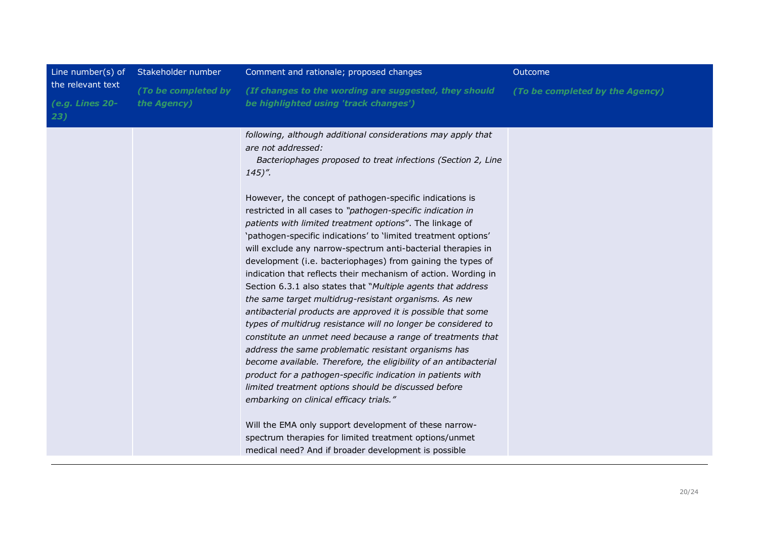| Line number(s) of the relevant text *(e.g. Lines 20-23)* | Stakeholder number *(To be completed by the Agency)* | Comment and rationale; proposed changes *(If changes to the wording are suggested, they should be highlighted using 'track changes')* | Outcome *(To be completed by the Agency)* |
|---|---|---|---|
| | | *following, although additional considerations may apply that are not addressed:*<br>*Bacteriophages proposed to treat infections (Section 2, Line 145)".*<br><br>However, the concept of pathogen-specific indications is restricted in all cases to *"pathogen-specific indication in patients with limited treatment options*". The linkage of 'pathogen-specific indications' to 'limited treatment options' will exclude any narrow-spectrum anti-bacterial therapies in development (i.e. bacteriophages) from gaining the types of indication that reflects their mechanism of action. Wording in Section 6.3.1 also states that "*Multiple agents that address the same target multidrug-resistant organisms. As new antibacterial products are approved it is possible that some types of multidrug resistance will no longer be considered to constitute an unmet need because a range of treatments that address the same problematic resistant organisms has become available. Therefore, the eligibility of an antibacterial product for a pathogen-specific indication in patients with limited treatment options should be discussed before embarking on clinical efficacy trials."*<br><br>Will the EMA only support development of these narrow-spectrum therapies for limited treatment options/unmet medical need? And if broader development is possible | |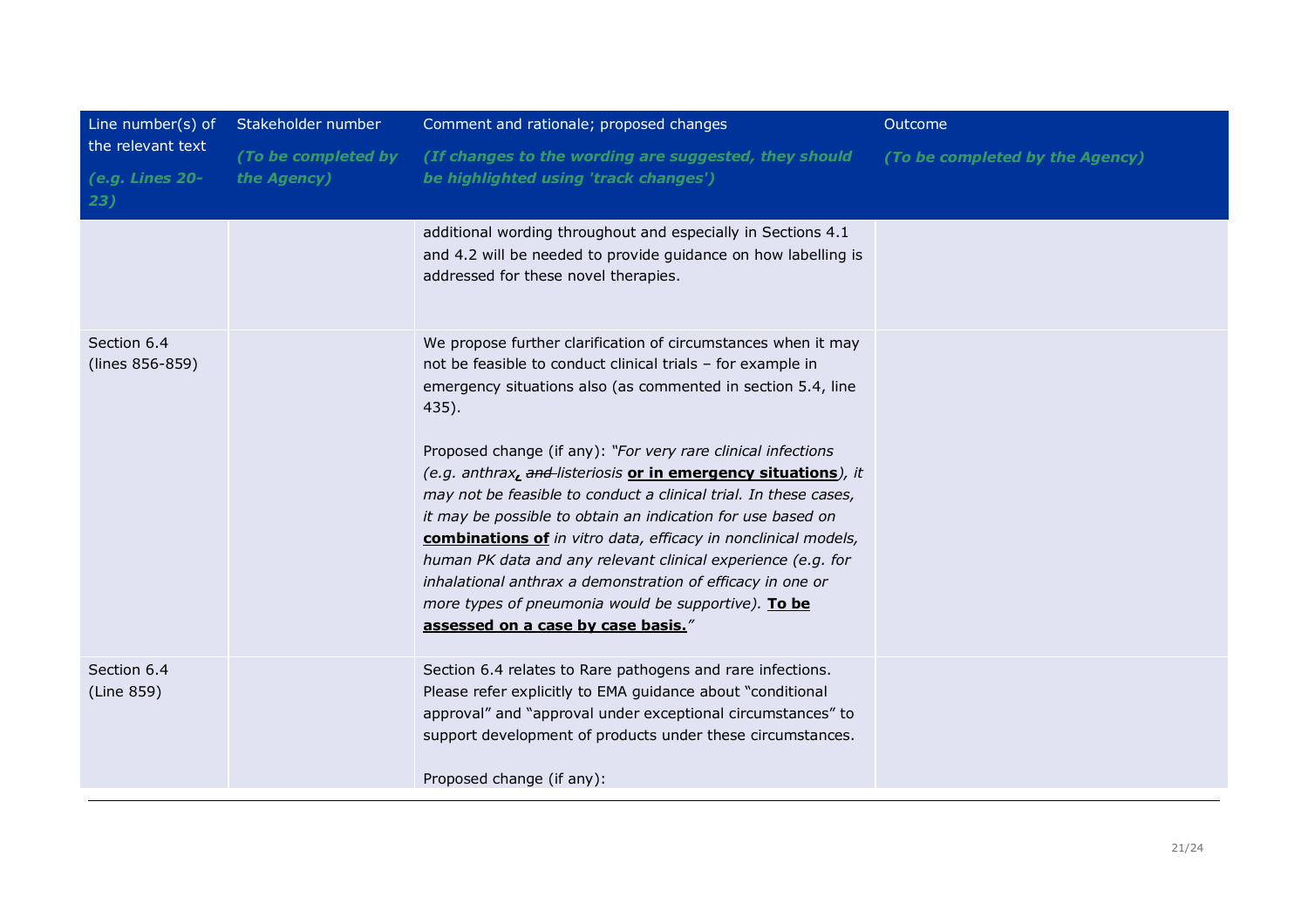| Line number(s) of the relevant text *(e.g. Lines 20-23)* | Stakeholder number *(To be completed by the Agency)* | Comment and rationale; proposed changes *(If changes to the wording are suggested, they should be highlighted using 'track changes')* | Outcome *(To be completed by the Agency)* |
|---|---|---|---|
| | | additional wording throughout and especially in Sections 4.1 and 4.2 will be needed to provide guidance on how labelling is addressed for these novel therapies. | |
| Section 6.4 (lines 856-859) | | We propose further clarification of circumstances when it may not be feasible to conduct clinical trials – for example in emergency situations also (as commented in section 5.4, line 435).<br><br>Proposed change (if any): *"For very rare clinical infections (e.g. anthrax**,** ~~and~~ listeriosis* **or in emergency situations***), it may not be feasible to conduct a clinical trial. In these cases, it may be possible to obtain an indication for use based on* **combinations of** *in vitro data, efficacy in nonclinical models, human PK data and any relevant clinical experience (e.g. for inhalational anthrax a demonstration of efficacy in one or more types of pneumonia would be supportive).* **To be assessed on a case by case basis.***"* | |
| Section 6.4 (Line 859) | | Section 6.4 relates to Rare pathogens and rare infections. Please refer explicitly to EMA guidance about "conditional approval" and "approval under exceptional circumstances" to support development of products under these circumstances.<br><br>Proposed change (if any): | |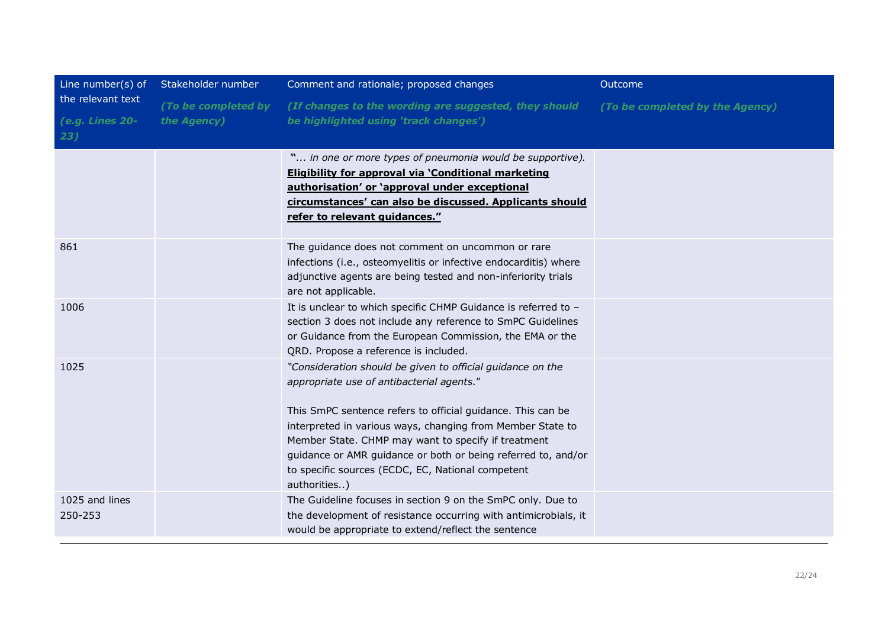| Line number(s) of the relevant text *(e.g. Lines 20-23)* | Stakeholder number *(To be completed by the Agency)* | Comment and rationale; proposed changes *(If changes to the wording are suggested, they should be highlighted using 'track changes')* | Outcome *(To be completed by the Agency)* |
|---|---|---|---|
| | | "*... in one or more types of pneumonia would be supportive).* <u>**Eligibility for approval via 'Conditional marketing authorisation' or 'approval under exceptional circumstances' can also be discussed. Applicants should refer to relevant guidances."**</u> | |
| 861 | | The guidance does not comment on uncommon or rare infections (i.e., osteomyelitis or infective endocarditis) where adjunctive agents are being tested and non-inferiority trials are not applicable. | |
| 1006 | | It is unclear to which specific CHMP Guidance is referred to – section 3 does not include any reference to SmPC Guidelines or Guidance from the European Commission, the EMA or the QRD. Propose a reference is included. | |
| 1025 | | *"Consideration should be given to official guidance on the appropriate use of antibacterial agents.*"<br><br>This SmPC sentence refers to official guidance. This can be interpreted in various ways, changing from Member State to Member State. CHMP may want to specify if treatment guidance or AMR guidance or both or being referred to, and/or to specific sources (ECDC, EC, National competent authorities..) | |
| 1025 and lines 250-253 | | The Guideline focuses in section 9 on the SmPC only. Due to the development of resistance occurring with antimicrobials, it would be appropriate to extend/reflect the sentence | |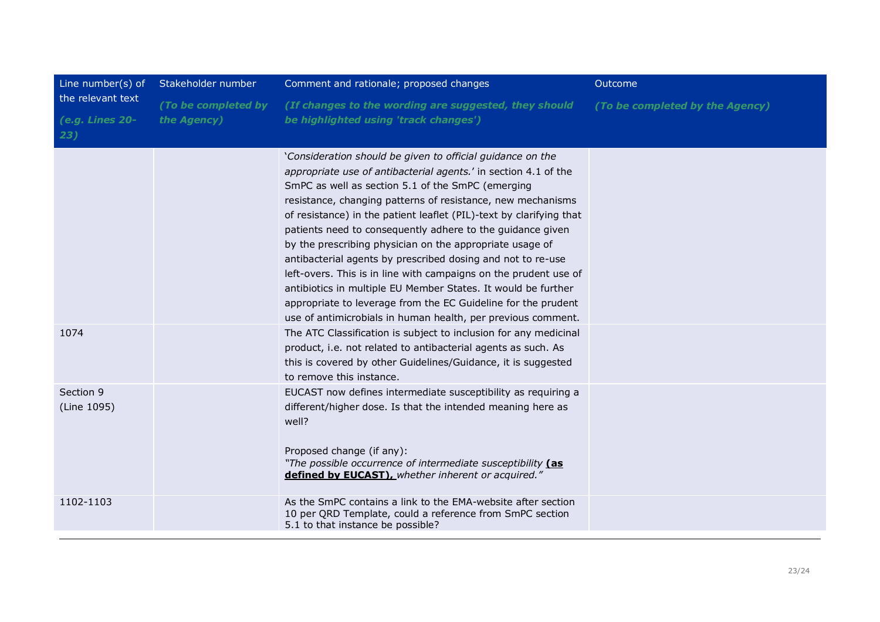| Line number(s) of the relevant text *(e.g. Lines 20-23)* | Stakeholder number *(To be completed by the Agency)* | Comment and rationale; proposed changes *(If changes to the wording are suggested, they should be highlighted using 'track changes')* | Outcome *(To be completed by the Agency)* |
|---|---|---|---|
| | | '*Consideration should be given to official guidance on the appropriate use of antibacterial agents.*' in section 4.1 of the SmPC as well as section 5.1 of the SmPC (emerging resistance, changing patterns of resistance, new mechanisms of resistance) in the patient leaflet (PIL)-text by clarifying that patients need to consequently adhere to the guidance given by the prescribing physician on the appropriate usage of antibacterial agents by prescribed dosing and not to re-use left-overs. This is in line with campaigns on the prudent use of antibiotics in multiple EU Member States. It would be further appropriate to leverage from the EC Guideline for the prudent use of antimicrobials in human health, per previous comment. | |
| 1074 | | The ATC Classification is subject to inclusion for any medicinal product, i.e. not related to antibacterial agents as such. As this is covered by other Guidelines/Guidance, it is suggested to remove this instance. | |
| Section 9 (Line 1095) | | EUCAST now defines intermediate susceptibility as requiring a different/higher dose. Is that the intended meaning here as well?<br><br>Proposed change (if any):<br>*"The possible occurrence of intermediate susceptibility* **<u>(as defined by EUCAST),</u>** *whether inherent or acquired."* | |
| 1102-1103 | | As the SmPC contains a link to the EMA-website after section 10 per QRD Template, could a reference from SmPC section 5.1 to that instance be possible? | |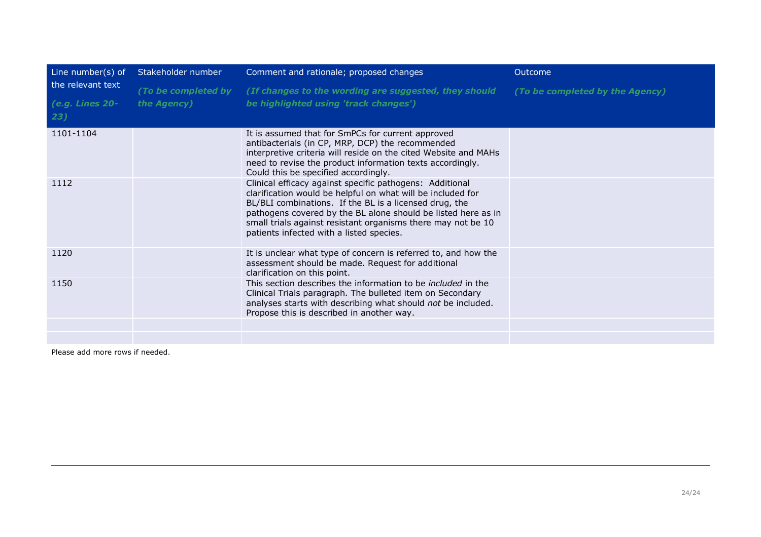| Line number(s) of the relevant text *(e.g. Lines 20-23)* | Stakeholder number *(To be completed by the Agency)* | Comment and rationale; proposed changes *(If changes to the wording are suggested, they should be highlighted using 'track changes')* | Outcome *(To be completed by the Agency)* |
|---|---|---|---|
| 1101-1104 | | It is assumed that for SmPCs for current approved antibacterials (in CP, MRP, DCP) the recommended interpretive criteria will reside on the cited Website and MAHs need to revise the product information texts accordingly. Could this be specified accordingly. | |
| 1112 | | Clinical efficacy against specific pathogens: Additional clarification would be helpful on what will be included for BL/BLI combinations. If the BL is a licensed drug, the pathogens covered by the BL alone should be listed here as in small trials against resistant organisms there may not be 10 patients infected with a listed species. | |
| 1120 | | It is unclear what type of concern is referred to, and how the assessment should be made. Request for additional clarification on this point. | |
| 1150 | | This section describes the information to be *included* in the Clinical Trials paragraph. The bulleted item on Secondary analyses starts with describing what should *not* be included. Propose this is described in another way. | |
| | | | |
| | | | |

Please add more rows if needed.